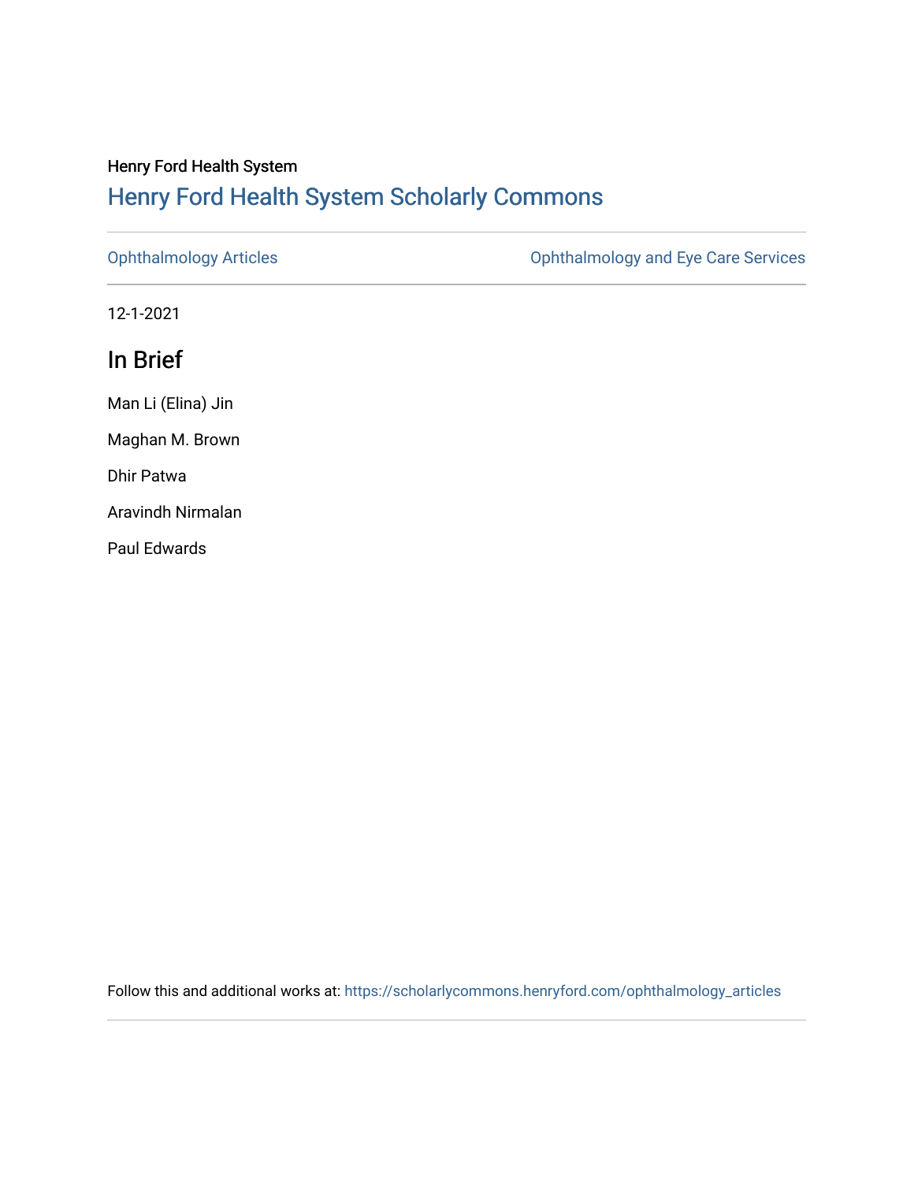Henry Ford Health System

## Henry Ford Health System Scholarly Commons

Ophthalmology Articles | Ophthalmology and Eye Care Services

12-1-2021

# In Brief

Man Li (Elina) Jin

Maghan M. Brown

Dhir Patwa

Aravindh Nirmalan

Paul Edwards

Follow this and additional works at: https://scholarlycommons.henryford.com/ophthalmology_articles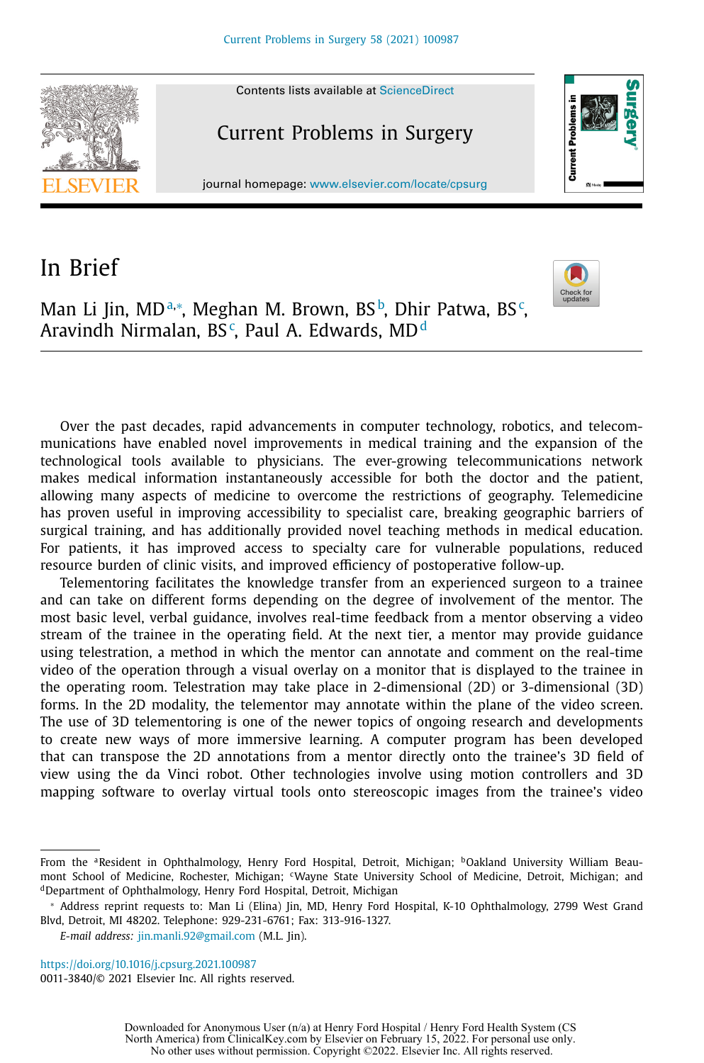# In Brief

Man Li Jin, MD[a,*], Meghan M. Brown, BS[b], Dhir Patwa, BS[c], Aravindh Nirmalan, BS[c], Paul A. Edwards, MD[d]

Over the past decades, rapid advancements in computer technology, robotics, and telecommunications have enabled novel improvements in medical training and the expansion of the technological tools available to physicians. The ever-growing telecommunications network makes medical information instantaneously accessible for both the doctor and the patient, allowing many aspects of medicine to overcome the restrictions of geography. Telemedicine has proven useful in improving accessibility to specialist care, breaking geographic barriers of surgical training, and has additionally provided novel teaching methods in medical education. For patients, it has improved access to specialty care for vulnerable populations, reduced resource burden of clinic visits, and improved efficiency of postoperative follow-up.

Telementoring facilitates the knowledge transfer from an experienced surgeon to a trainee and can take on different forms depending on the degree of involvement of the mentor. The most basic level, verbal guidance, involves real-time feedback from a mentor observing a video stream of the trainee in the operating field. At the next tier, a mentor may provide guidance using telestration, a method in which the mentor can annotate and comment on the real-time video of the operation through a visual overlay on a monitor that is displayed to the trainee in the operating room. Telestration may take place in 2-dimensional (2D) or 3-dimensional (3D) forms. In the 2D modality, the telementor may annotate within the plane of the video screen. The use of 3D telementoring is one of the newer topics of ongoing research and developments to create new ways of more immersive learning. A computer program has been developed that can transpose the 2D annotations from a mentor directly onto the trainee's 3D field of view using the da Vinci robot. Other technologies involve using motion controllers and 3D mapping software to overlay virtual tools onto stereoscopic images from the trainee's video

---

From the [a]Resident in Ophthalmology, Henry Ford Hospital, Detroit, Michigan; [b]Oakland University William Beaumont School of Medicine, Rochester, Michigan; [c]Wayne State University School of Medicine, Detroit, Michigan; and [d]Department of Ophthalmology, Henry Ford Hospital, Detroit, Michigan

[*] Address reprint requests to: Man Li (Elina) Jin, MD, Henry Ford Hospital, K-10 Ophthalmology, 2799 West Grand Blvd, Detroit, MI 48202. Telephone: 929-231-6761; Fax: 313-916-1327.

*E-mail address:* jin.manli.92@gmail.com (M.L. Jin).

https://doi.org/10.1016/j.cpsurg.2021.100987
0011-3840/© 2021 Elsevier Inc. All rights reserved.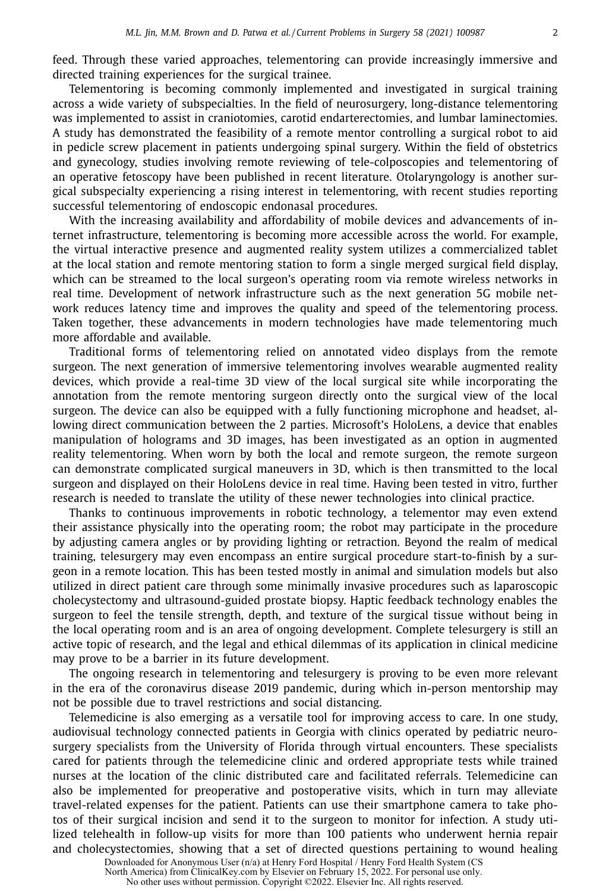feed. Through these varied approaches, telementoring can provide increasingly immersive and directed training experiences for the surgical trainee.

Telementoring is becoming commonly implemented and investigated in surgical training across a wide variety of subspecialties. In the field of neurosurgery, long-distance telementoring was implemented to assist in craniotomies, carotid endarterectomies, and lumbar laminectomies. A study has demonstrated the feasibility of a remote mentor controlling a surgical robot to aid in pedicle screw placement in patients undergoing spinal surgery. Within the field of obstetrics and gynecology, studies involving remote reviewing of tele-colposcopies and telementoring of an operative fetoscopy have been published in recent literature. Otolaryngology is another surgical subspecialty experiencing a rising interest in telementoring, with recent studies reporting successful telementoring of endoscopic endonasal procedures.

With the increasing availability and affordability of mobile devices and advancements of internet infrastructure, telementoring is becoming more accessible across the world. For example, the virtual interactive presence and augmented reality system utilizes a commercialized tablet at the local station and remote mentoring station to form a single merged surgical field display, which can be streamed to the local surgeon's operating room via remote wireless networks in real time. Development of network infrastructure such as the next generation 5G mobile network reduces latency time and improves the quality and speed of the telementoring process. Taken together, these advancements in modern technologies have made telementoring much more affordable and available.

Traditional forms of telementoring relied on annotated video displays from the remote surgeon. The next generation of immersive telementoring involves wearable augmented reality devices, which provide a real-time 3D view of the local surgical site while incorporating the annotation from the remote mentoring surgeon directly onto the surgical view of the local surgeon. The device can also be equipped with a fully functioning microphone and headset, allowing direct communication between the 2 parties. Microsoft's HoloLens, a device that enables manipulation of holograms and 3D images, has been investigated as an option in augmented reality telementoring. When worn by both the local and remote surgeon, the remote surgeon can demonstrate complicated surgical maneuvers in 3D, which is then transmitted to the local surgeon and displayed on their HoloLens device in real time. Having been tested in vitro, further research is needed to translate the utility of these newer technologies into clinical practice.

Thanks to continuous improvements in robotic technology, a telementor may even extend their assistance physically into the operating room; the robot may participate in the procedure by adjusting camera angles or by providing lighting or retraction. Beyond the realm of medical training, telesurgery may even encompass an entire surgical procedure start-to-finish by a surgeon in a remote location. This has been tested mostly in animal and simulation models but also utilized in direct patient care through some minimally invasive procedures such as laparoscopic cholecystectomy and ultrasound-guided prostate biopsy. Haptic feedback technology enables the surgeon to feel the tensile strength, depth, and texture of the surgical tissue without being in the local operating room and is an area of ongoing development. Complete telesurgery is still an active topic of research, and the legal and ethical dilemmas of its application in clinical medicine may prove to be a barrier in its future development.

The ongoing research in telementoring and telesurgery is proving to be even more relevant in the era of the coronavirus disease 2019 pandemic, during which in-person mentorship may not be possible due to travel restrictions and social distancing.

Telemedicine is also emerging as a versatile tool for improving access to care. In one study, audiovisual technology connected patients in Georgia with clinics operated by pediatric neurosurgery specialists from the University of Florida through virtual encounters. These specialists cared for patients through the telemedicine clinic and ordered appropriate tests while trained nurses at the location of the clinic distributed care and facilitated referrals. Telemedicine can also be implemented for preoperative and postoperative visits, which in turn may alleviate travel-related expenses for the patient. Patients can use their smartphone camera to take photos of their surgical incision and send it to the surgeon to monitor for infection. A study utilized telehealth in follow-up visits for more than 100 patients who underwent hernia repair and cholecystectomies, showing that a set of directed questions pertaining to wound healing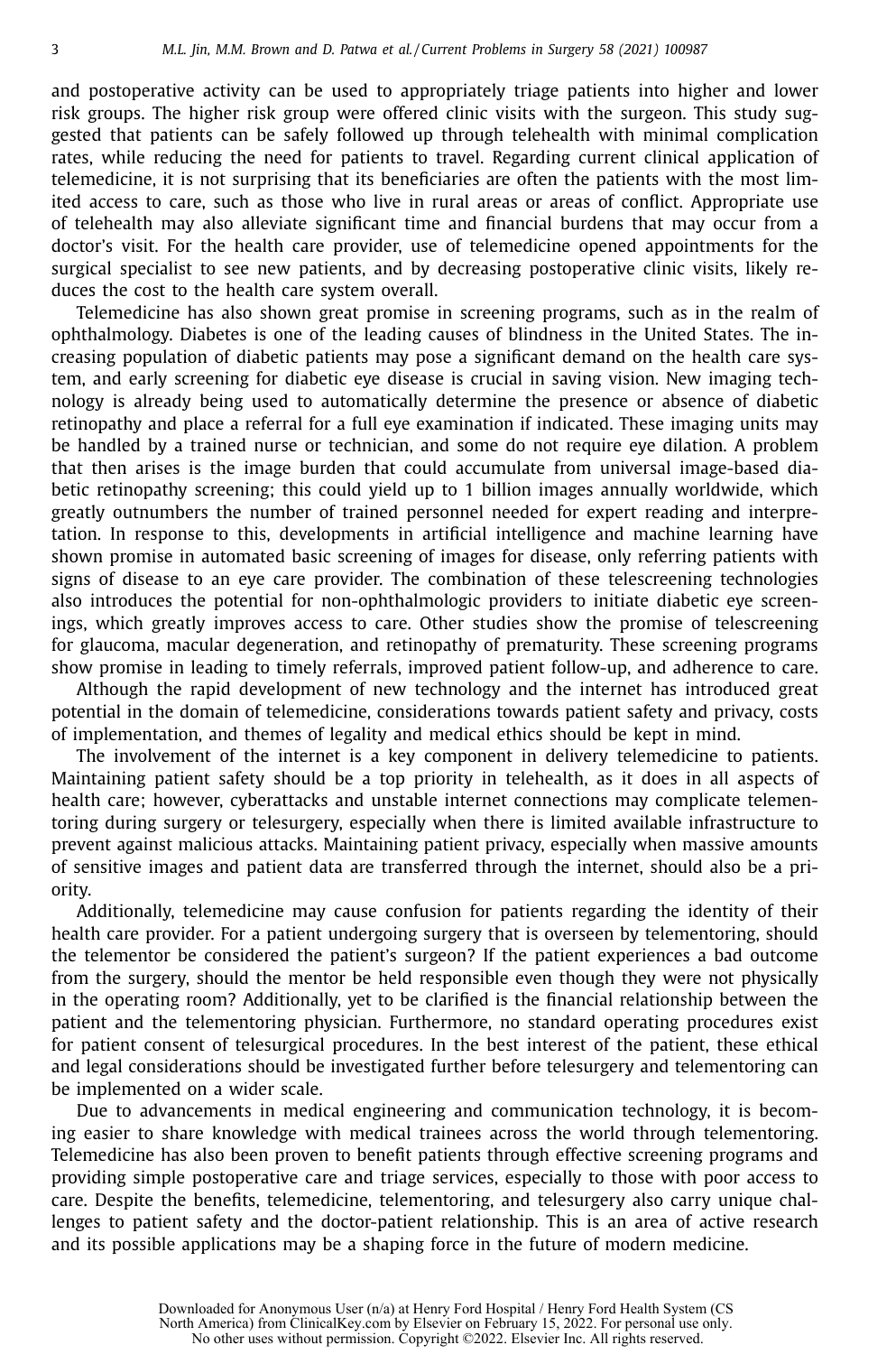and postoperative activity can be used to appropriately triage patients into higher and lower risk groups. The higher risk group were offered clinic visits with the surgeon. This study suggested that patients can be safely followed up through telehealth with minimal complication rates, while reducing the need for patients to travel. Regarding current clinical application of telemedicine, it is not surprising that its beneficiaries are often the patients with the most limited access to care, such as those who live in rural areas or areas of conflict. Appropriate use of telehealth may also alleviate significant time and financial burdens that may occur from a doctor's visit. For the health care provider, use of telemedicine opened appointments for the surgical specialist to see new patients, and by decreasing postoperative clinic visits, likely reduces the cost to the health care system overall.

Telemedicine has also shown great promise in screening programs, such as in the realm of ophthalmology. Diabetes is one of the leading causes of blindness in the United States. The increasing population of diabetic patients may pose a significant demand on the health care system, and early screening for diabetic eye disease is crucial in saving vision. New imaging technology is already being used to automatically determine the presence or absence of diabetic retinopathy and place a referral for a full eye examination if indicated. These imaging units may be handled by a trained nurse or technician, and some do not require eye dilation. A problem that then arises is the image burden that could accumulate from universal image-based diabetic retinopathy screening; this could yield up to 1 billion images annually worldwide, which greatly outnumbers the number of trained personnel needed for expert reading and interpretation. In response to this, developments in artificial intelligence and machine learning have shown promise in automated basic screening of images for disease, only referring patients with signs of disease to an eye care provider. The combination of these telescreening technologies also introduces the potential for non-ophthalmologic providers to initiate diabetic eye screenings, which greatly improves access to care. Other studies show the promise of telescreening for glaucoma, macular degeneration, and retinopathy of prematurity. These screening programs show promise in leading to timely referrals, improved patient follow-up, and adherence to care.

Although the rapid development of new technology and the internet has introduced great potential in the domain of telemedicine, considerations towards patient safety and privacy, costs of implementation, and themes of legality and medical ethics should be kept in mind.

The involvement of the internet is a key component in delivery telemedicine to patients. Maintaining patient safety should be a top priority in telehealth, as it does in all aspects of health care; however, cyberattacks and unstable internet connections may complicate telementoring during surgery or telesurgery, especially when there is limited available infrastructure to prevent against malicious attacks. Maintaining patient privacy, especially when massive amounts of sensitive images and patient data are transferred through the internet, should also be a priority.

Additionally, telemedicine may cause confusion for patients regarding the identity of their health care provider. For a patient undergoing surgery that is overseen by telementoring, should the telementor be considered the patient's surgeon? If the patient experiences a bad outcome from the surgery, should the mentor be held responsible even though they were not physically in the operating room? Additionally, yet to be clarified is the financial relationship between the patient and the telementoring physician. Furthermore, no standard operating procedures exist for patient consent of telesurgical procedures. In the best interest of the patient, these ethical and legal considerations should be investigated further before telesurgery and telementoring can be implemented on a wider scale.

Due to advancements in medical engineering and communication technology, it is becoming easier to share knowledge with medical trainees across the world through telementoring. Telemedicine has also been proven to benefit patients through effective screening programs and providing simple postoperative care and triage services, especially to those with poor access to care. Despite the benefits, telemedicine, telementoring, and telesurgery also carry unique challenges to patient safety and the doctor-patient relationship. This is an area of active research and its possible applications may be a shaping force in the future of modern medicine.

Downloaded for Anonymous User (n/a) at Henry Ford Hospital / Henry Ford Health System (CS North America) from ClinicalKey.com by Elsevier on February 15, 2022. For personal use only. No other uses without permission. Copyright ©2022. Elsevier Inc. All rights reserved.